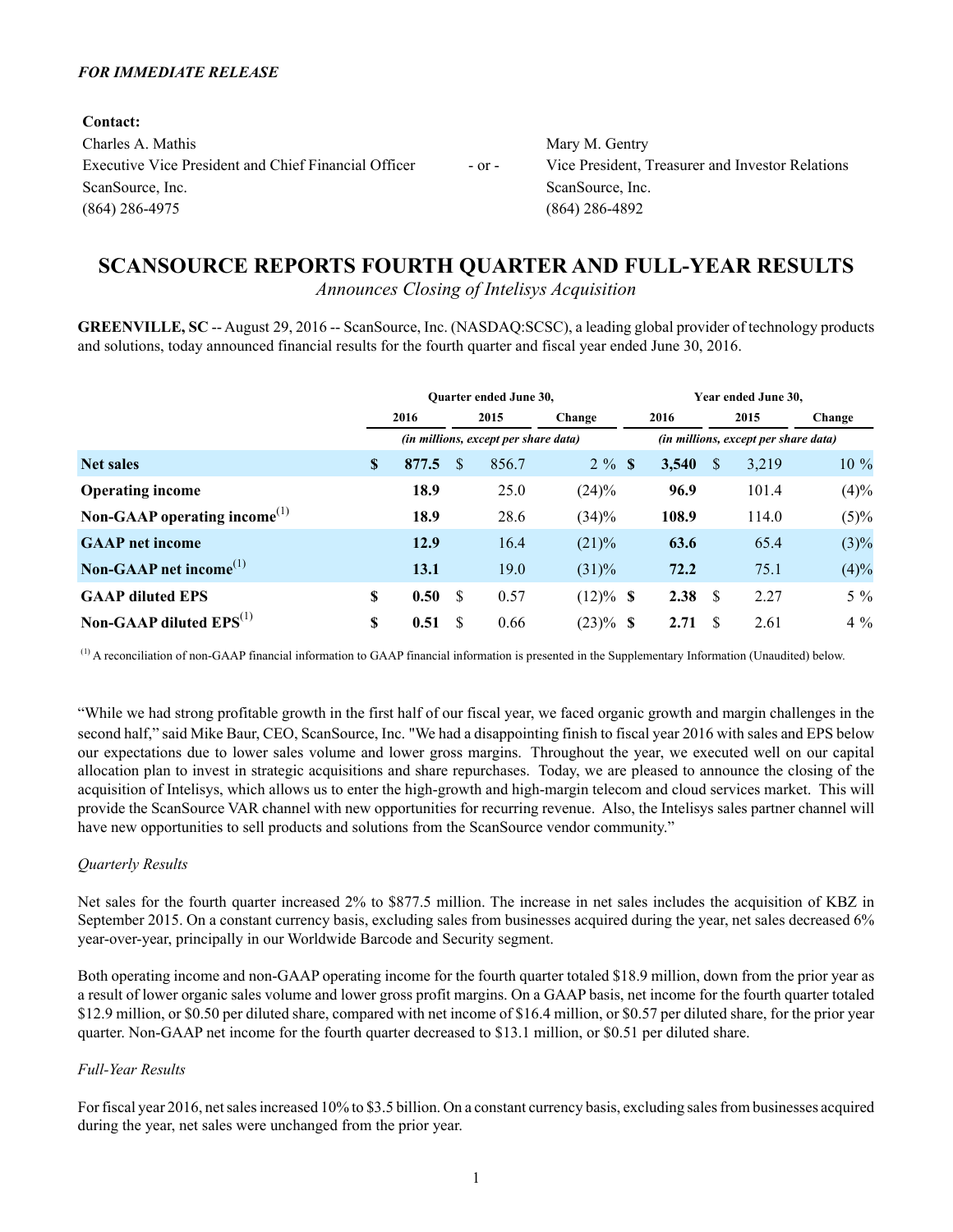*FOR IMMEDIATE RELEASE*

**Contact:**

Charles A. Mathis
Executive Vice President and Chief Financial Officer
ScanSource, Inc.
(864) 286-4975

\- or -

Mary M. Gentry
Vice President, Treasurer and Investor Relations
ScanSource, Inc.
(864) 286-4892

# SCANSOURCE REPORTS FOURTH QUARTER AND FULL-YEAR RESULTS

*Announces Closing of Intelisys Acquisition*

**GREENVILLE, SC** -- August 29, 2016 -- ScanSource, Inc. (NASDAQ:SCSC), a leading global provider of technology products and solutions, today announced financial results for the fourth quarter and fiscal year ended June 30, 2016.

| | Quarter ended June 30, | | | Year ended June 30, | | |
|---|---|---|---|---|---|---|
| | 2016 | 2015 | Change | 2016 | 2015 | Change |
| | *(in millions, except per share data)* | | | *(in millions, except per share data)* | | |
| **Net sales** | **$ 877.5** | $ 856.7 | 2 % | **$ 3,540** | $ 3,219 | 10 % |
| **Operating income** | **18.9** | 25.0 | (24)% | **96.9** | 101.4 | (4)% |
| **Non-GAAP operating income**[1] | **18.9** | 28.6 | (34)% | **108.9** | 114.0 | (5)% |
| **GAAP net income** | **12.9** | 16.4 | (21)% | **63.6** | 65.4 | (3)% |
| **Non-GAAP net income**[1] | **13.1** | 19.0 | (31)% | **72.2** | 75.1 | (4)% |
| **GAAP diluted EPS** | **$ 0.50** | $ 0.57 | (12)% | **$ 2.38** | $ 2.27 | 5 % |
| **Non-GAAP diluted EPS**[1] | **$ 0.51** | $ 0.66 | (23)% | **$ 2.71** | $ 2.61 | 4 % |

[1] A reconciliation of non-GAAP financial information to GAAP financial information is presented in the Supplementary Information (Unaudited) below.

"While we had strong profitable growth in the first half of our fiscal year, we faced organic growth and margin challenges in the second half," said Mike Baur, CEO, ScanSource, Inc. "We had a disappointing finish to fiscal year 2016 with sales and EPS below our expectations due to lower sales volume and lower gross margins. Throughout the year, we executed well on our capital allocation plan to invest in strategic acquisitions and share repurchases. Today, we are pleased to announce the closing of the acquisition of Intelisys, which allows us to enter the high-growth and high-margin telecom and cloud services market. This will provide the ScanSource VAR channel with new opportunities for recurring revenue. Also, the Intelisys sales partner channel will have new opportunities to sell products and solutions from the ScanSource vendor community."

*Quarterly Results*

Net sales for the fourth quarter increased 2% to $877.5 million. The increase in net sales includes the acquisition of KBZ in September 2015. On a constant currency basis, excluding sales from businesses acquired during the year, net sales decreased 6% year-over-year, principally in our Worldwide Barcode and Security segment.

Both operating income and non-GAAP operating income for the fourth quarter totaled $18.9 million, down from the prior year as a result of lower organic sales volume and lower gross profit margins. On a GAAP basis, net income for the fourth quarter totaled $12.9 million, or $0.50 per diluted share, compared with net income of $16.4 million, or $0.57 per diluted share, for the prior year quarter. Non-GAAP net income for the fourth quarter decreased to $13.1 million, or $0.51 per diluted share.

*Full-Year Results*

For fiscal year 2016, net sales increased 10% to $3.5 billion. On a constant currency basis, excluding sales from businesses acquired during the year, net sales were unchanged from the prior year.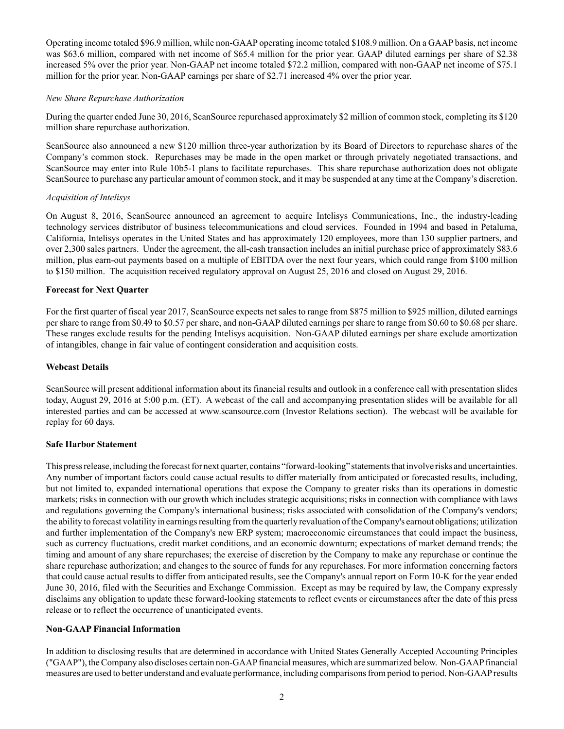Operating income totaled $96.9 million, while non-GAAP operating income totaled $108.9 million. On a GAAP basis, net income was $63.6 million, compared with net income of $65.4 million for the prior year. GAAP diluted earnings per share of $2.38 increased 5% over the prior year. Non-GAAP net income totaled $72.2 million, compared with non-GAAP net income of $75.1 million for the prior year. Non-GAAP earnings per share of $2.71 increased 4% over the prior year.

*New Share Repurchase Authorization*

During the quarter ended June 30, 2016, ScanSource repurchased approximately $2 million of common stock, completing its $120 million share repurchase authorization.

ScanSource also announced a new $120 million three-year authorization by its Board of Directors to repurchase shares of the Company's common stock. Repurchases may be made in the open market or through privately negotiated transactions, and ScanSource may enter into Rule 10b5-1 plans to facilitate repurchases. This share repurchase authorization does not obligate ScanSource to purchase any particular amount of common stock, and it may be suspended at any time at the Company's discretion.

*Acquisition of Intelisys*

On August 8, 2016, ScanSource announced an agreement to acquire Intelisys Communications, Inc., the industry-leading technology services distributor of business telecommunications and cloud services. Founded in 1994 and based in Petaluma, California, Intelisys operates in the United States and has approximately 120 employees, more than 130 supplier partners, and over 2,300 sales partners. Under the agreement, the all-cash transaction includes an initial purchase price of approximately $83.6 million, plus earn-out payments based on a multiple of EBITDA over the next four years, which could range from $100 million to $150 million. The acquisition received regulatory approval on August 25, 2016 and closed on August 29, 2016.

**Forecast for Next Quarter**

For the first quarter of fiscal year 2017, ScanSource expects net sales to range from $875 million to $925 million, diluted earnings per share to range from $0.49 to $0.57 per share, and non-GAAP diluted earnings per share to range from $0.60 to $0.68 per share. These ranges exclude results for the pending Intelisys acquisition. Non-GAAP diluted earnings per share exclude amortization of intangibles, change in fair value of contingent consideration and acquisition costs.

**Webcast Details**

ScanSource will present additional information about its financial results and outlook in a conference call with presentation slides today, August 29, 2016 at 5:00 p.m. (ET). A webcast of the call and accompanying presentation slides will be available for all interested parties and can be accessed at www.scansource.com (Investor Relations section). The webcast will be available for replay for 60 days.

**Safe Harbor Statement**

This press release, including the forecast for next quarter, contains "forward-looking" statements that involve risks and uncertainties. Any number of important factors could cause actual results to differ materially from anticipated or forecasted results, including, but not limited to, expanded international operations that expose the Company to greater risks than its operations in domestic markets; risks in connection with our growth which includes strategic acquisitions; risks in connection with compliance with laws and regulations governing the Company's international business; risks associated with consolidation of the Company's vendors; the ability to forecast volatility in earnings resulting from the quarterly revaluation of the Company's earnout obligations; utilization and further implementation of the Company's new ERP system; macroeconomic circumstances that could impact the business, such as currency fluctuations, credit market conditions, and an economic downturn; expectations of market demand trends; the timing and amount of any share repurchases; the exercise of discretion by the Company to make any repurchase or continue the share repurchase authorization; and changes to the source of funds for any repurchases. For more information concerning factors that could cause actual results to differ from anticipated results, see the Company's annual report on Form 10-K for the year ended June 30, 2016, filed with the Securities and Exchange Commission. Except as may be required by law, the Company expressly disclaims any obligation to update these forward-looking statements to reflect events or circumstances after the date of this press release or to reflect the occurrence of unanticipated events.

**Non-GAAP Financial Information**

In addition to disclosing results that are determined in accordance with United States Generally Accepted Accounting Principles ("GAAP"), the Company also discloses certain non-GAAP financial measures, which are summarized below. Non-GAAP financial measures are used to better understand and evaluate performance, including comparisons from period to period. Non-GAAP results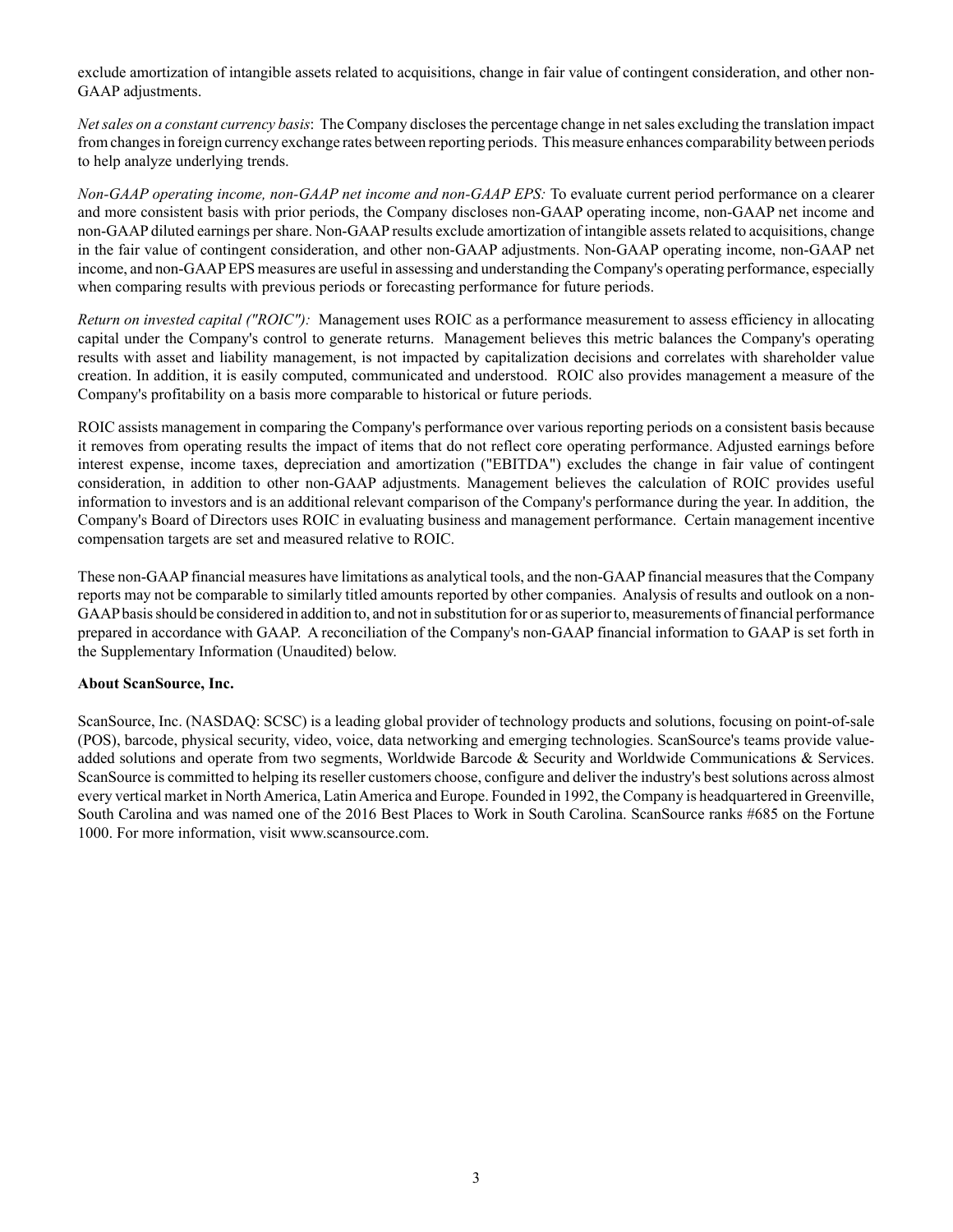exclude amortization of intangible assets related to acquisitions, change in fair value of contingent consideration, and other non-GAAP adjustments.

*Net sales on a constant currency basis*: The Company discloses the percentage change in net sales excluding the translation impact from changes in foreign currency exchange rates between reporting periods. This measure enhances comparability between periods to help analyze underlying trends.

*Non-GAAP operating income, non-GAAP net income and non-GAAP EPS:* To evaluate current period performance on a clearer and more consistent basis with prior periods, the Company discloses non-GAAP operating income, non-GAAP net income and non-GAAP diluted earnings per share. Non-GAAP results exclude amortization of intangible assets related to acquisitions, change in the fair value of contingent consideration, and other non-GAAP adjustments. Non-GAAP operating income, non-GAAP net income, and non-GAAP EPS measures are useful in assessing and understanding the Company's operating performance, especially when comparing results with previous periods or forecasting performance for future periods.

*Return on invested capital ("ROIC"):* Management uses ROIC as a performance measurement to assess efficiency in allocating capital under the Company's control to generate returns. Management believes this metric balances the Company's operating results with asset and liability management, is not impacted by capitalization decisions and correlates with shareholder value creation. In addition, it is easily computed, communicated and understood. ROIC also provides management a measure of the Company's profitability on a basis more comparable to historical or future periods.

ROIC assists management in comparing the Company's performance over various reporting periods on a consistent basis because it removes from operating results the impact of items that do not reflect core operating performance. Adjusted earnings before interest expense, income taxes, depreciation and amortization ("EBITDA") excludes the change in fair value of contingent consideration, in addition to other non-GAAP adjustments. Management believes the calculation of ROIC provides useful information to investors and is an additional relevant comparison of the Company's performance during the year. In addition, the Company's Board of Directors uses ROIC in evaluating business and management performance. Certain management incentive compensation targets are set and measured relative to ROIC.

These non-GAAP financial measures have limitations as analytical tools, and the non-GAAP financial measures that the Company reports may not be comparable to similarly titled amounts reported by other companies. Analysis of results and outlook on a non-GAAP basis should be considered in addition to, and not in substitution for or as superior to, measurements of financial performance prepared in accordance with GAAP. A reconciliation of the Company's non-GAAP financial information to GAAP is set forth in the Supplementary Information (Unaudited) below.

**About ScanSource, Inc.**

ScanSource, Inc. (NASDAQ: SCSC) is a leading global provider of technology products and solutions, focusing on point-of-sale (POS), barcode, physical security, video, voice, data networking and emerging technologies. ScanSource's teams provide value-added solutions and operate from two segments, Worldwide Barcode & Security and Worldwide Communications & Services. ScanSource is committed to helping its reseller customers choose, configure and deliver the industry's best solutions across almost every vertical market in North America, Latin America and Europe. Founded in 1992, the Company is headquartered in Greenville, South Carolina and was named one of the 2016 Best Places to Work in South Carolina. ScanSource ranks #685 on the Fortune 1000. For more information, visit www.scansource.com.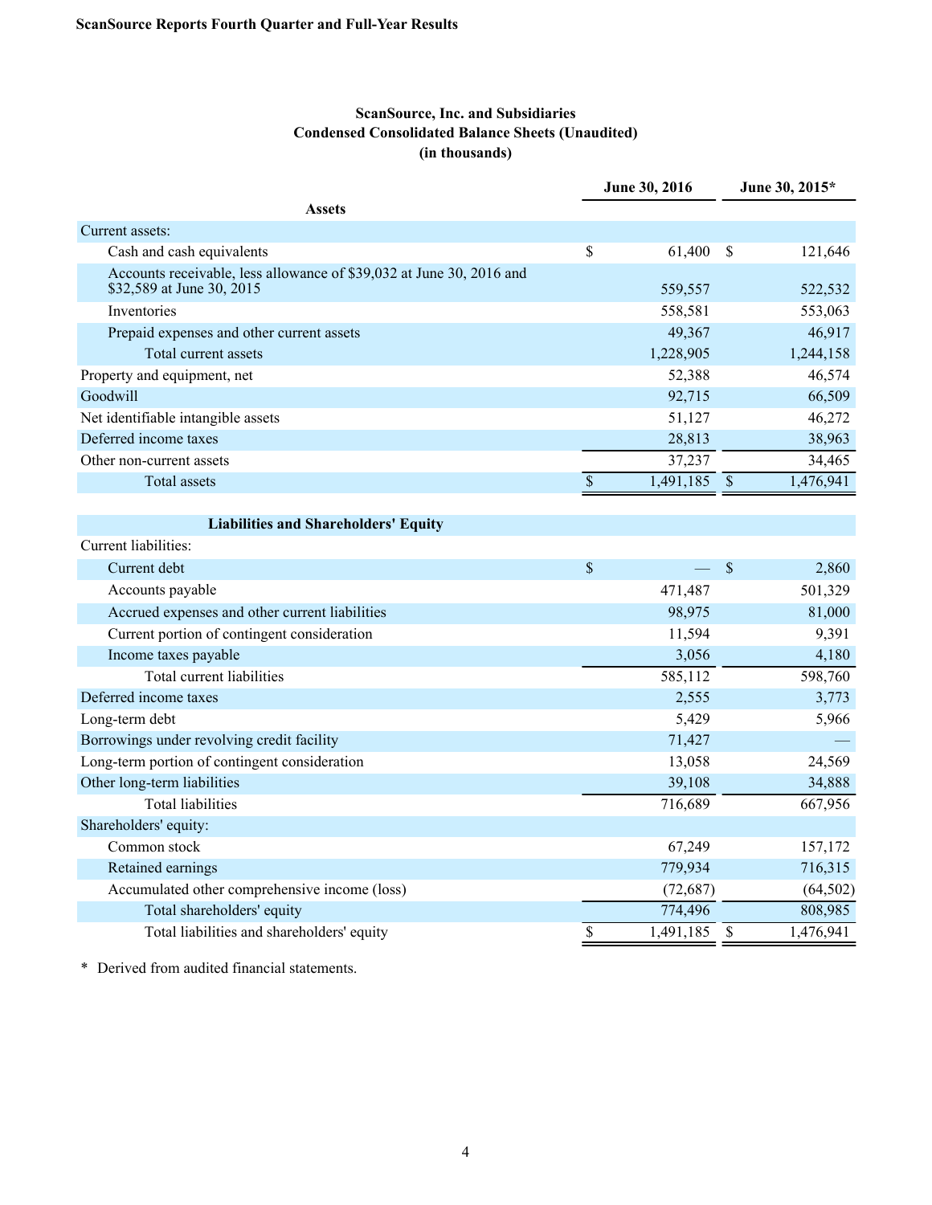**ScanSource Reports Fourth Quarter and Full-Year Results**

**ScanSource, Inc. and Subsidiaries**
**Condensed Consolidated Balance Sheets (Unaudited)**
**(in thousands)**

| | June 30, 2016 | June 30, 2015* |
|---|---|---|
| **Assets** | | |
| Current assets: | | |
| Cash and cash equivalents | $ 61,400 | $ 121,646 |
| Accounts receivable, less allowance of $39,032 at June 30, 2016 and $32,589 at June 30, 2015 | 559,557 | 522,532 |
| Inventories | 558,581 | 553,063 |
| Prepaid expenses and other current assets | 49,367 | 46,917 |
| Total current assets | 1,228,905 | 1,244,158 |
| Property and equipment, net | 52,388 | 46,574 |
| Goodwill | 92,715 | 66,509 |
| Net identifiable intangible assets | 51,127 | 46,272 |
| Deferred income taxes | 28,813 | 38,963 |
| Other non-current assets | 37,237 | 34,465 |
| Total assets | $ 1,491,185 | $ 1,476,941 |
| | | |
| **Liabilities and Shareholders' Equity** | | |
| Current liabilities: | | |
| Current debt | $ — | $ 2,860 |
| Accounts payable | 471,487 | 501,329 |
| Accrued expenses and other current liabilities | 98,975 | 81,000 |
| Current portion of contingent consideration | 11,594 | 9,391 |
| Income taxes payable | 3,056 | 4,180 |
| Total current liabilities | 585,112 | 598,760 |
| Deferred income taxes | 2,555 | 3,773 |
| Long-term debt | 5,429 | 5,966 |
| Borrowings under revolving credit facility | 71,427 | — |
| Long-term portion of contingent consideration | 13,058 | 24,569 |
| Other long-term liabilities | 39,108 | 34,888 |
| Total liabilities | 716,689 | 667,956 |
| Shareholders' equity: | | |
| Common stock | 67,249 | 157,172 |
| Retained earnings | 779,934 | 716,315 |
| Accumulated other comprehensive income (loss) | (72,687) | (64,502) |
| Total shareholders' equity | 774,496 | 808,985 |
| Total liabilities and shareholders' equity | $ 1,491,185 | $ 1,476,941 |

* Derived from audited financial statements.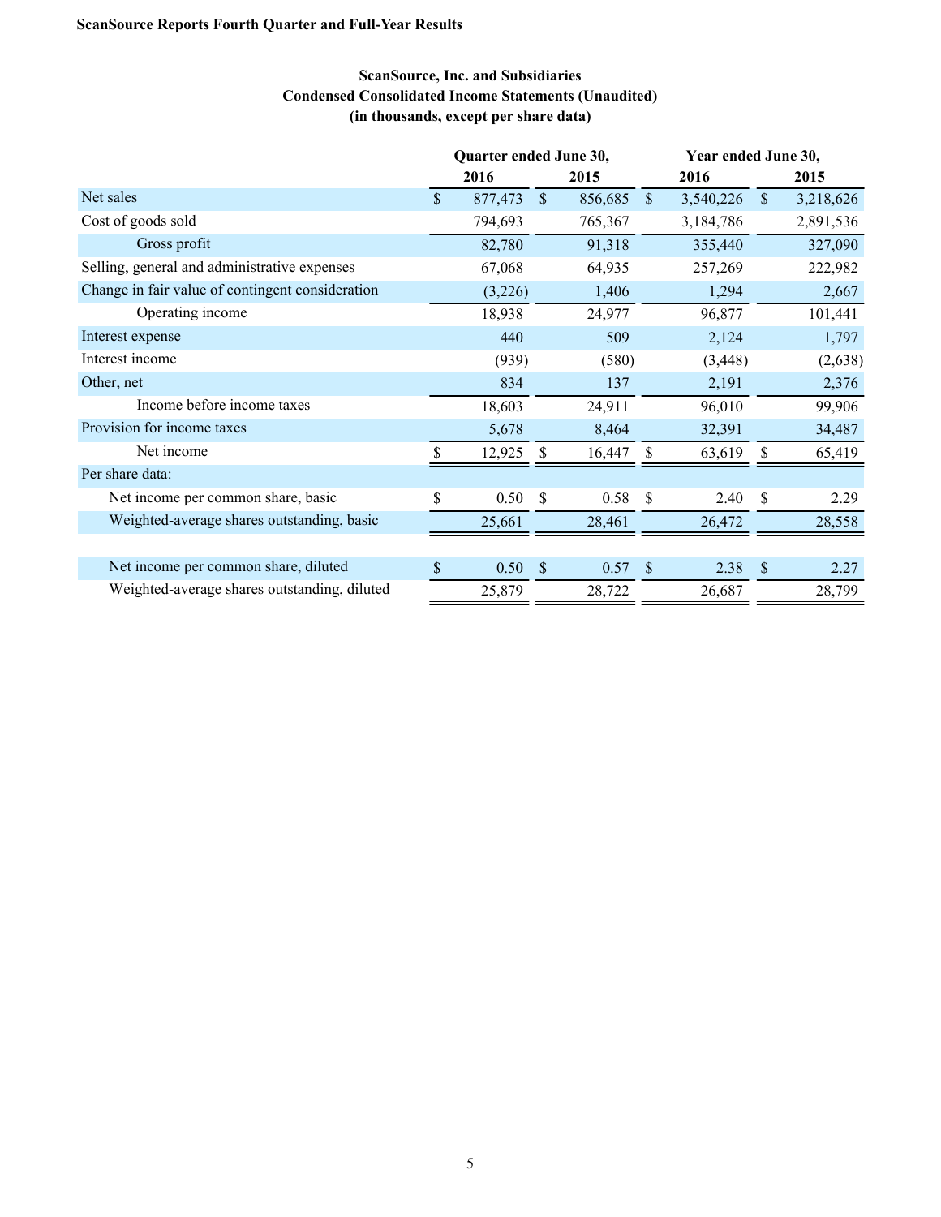**ScanSource Reports Fourth Quarter and Full-Year Results**

**ScanSource, Inc. and Subsidiaries**
**Condensed Consolidated Income Statements (Unaudited)**
**(in thousands, except per share data)**

| | Quarter ended June 30, | | Year ended June 30, | |
|---|---|---|---|---|
| | 2016 | 2015 | 2016 | 2015 |
| Net sales | $ 877,473 | $ 856,685 | $ 3,540,226 | $ 3,218,626 |
| Cost of goods sold | 794,693 | 765,367 | 3,184,786 | 2,891,536 |
| Gross profit | 82,780 | 91,318 | 355,440 | 327,090 |
| Selling, general and administrative expenses | 67,068 | 64,935 | 257,269 | 222,982 |
| Change in fair value of contingent consideration | (3,226) | 1,406 | 1,294 | 2,667 |
| Operating income | 18,938 | 24,977 | 96,877 | 101,441 |
| Interest expense | 440 | 509 | 2,124 | 1,797 |
| Interest income | (939) | (580) | (3,448) | (2,638) |
| Other, net | 834 | 137 | 2,191 | 2,376 |
| Income before income taxes | 18,603 | 24,911 | 96,010 | 99,906 |
| Provision for income taxes | 5,678 | 8,464 | 32,391 | 34,487 |
| Net income | $ 12,925 | $ 16,447 | $ 63,619 | $ 65,419 |
| Per share data: | | | | |
| Net income per common share, basic | $ 0.50 | $ 0.58 | $ 2.40 | $ 2.29 |
| Weighted-average shares outstanding, basic | 25,661 | 28,461 | 26,472 | 28,558 |
| | | | | |
| Net income per common share, diluted | $ 0.50 | $ 0.57 | $ 2.38 | $ 2.27 |
| Weighted-average shares outstanding, diluted | 25,879 | 28,722 | 26,687 | 28,799 |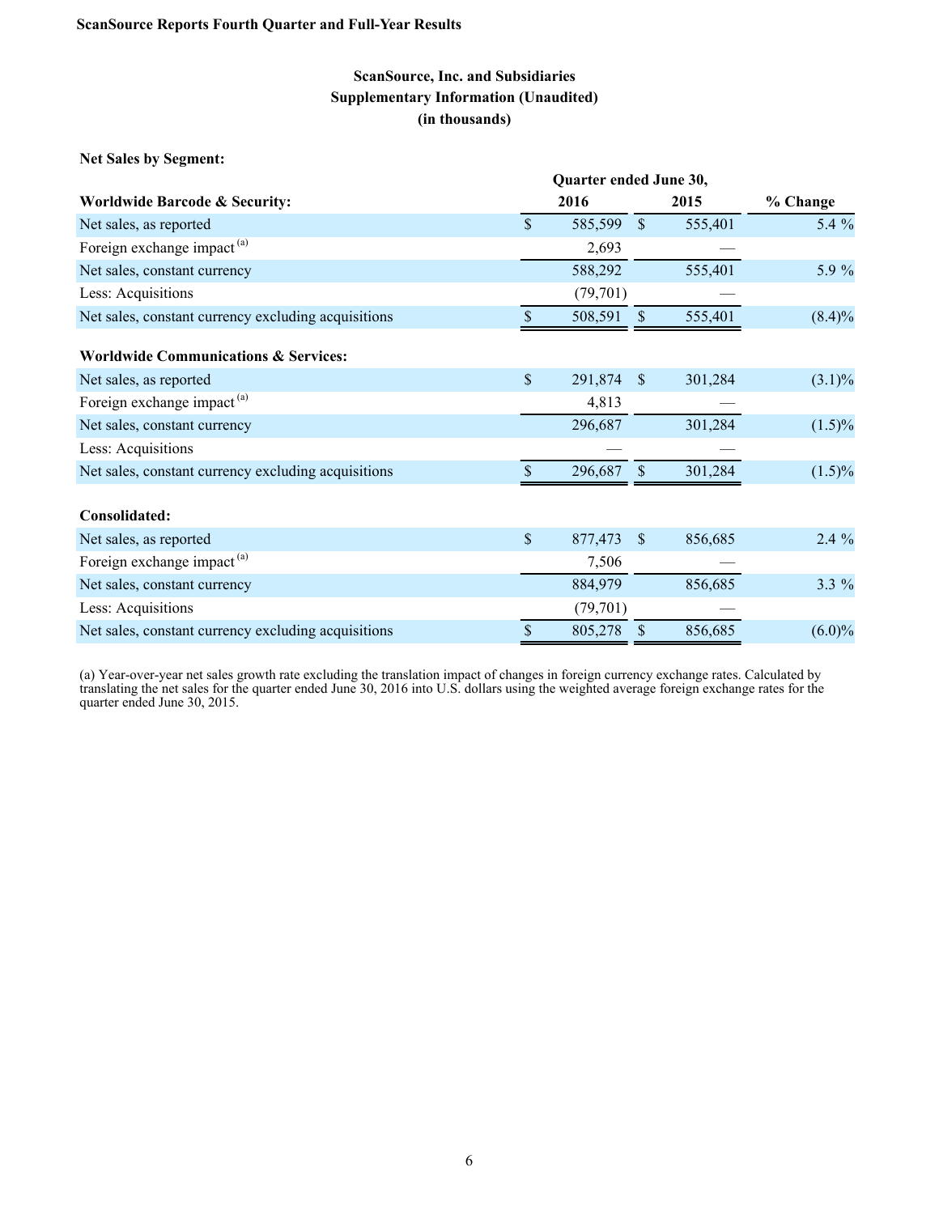**ScanSource Reports Fourth Quarter and Full-Year Results**

## ScanSource, Inc. and Subsidiaries
## Supplementary Information (Unaudited)
## (in thousands)

**Net Sales by Segment:**

| | Quarter ended June 30, | | |
|---|---|---|---|
| **Worldwide Barcode & Security:** | **2016** | **2015** | **% Change** |
| Net sales, as reported | $ 585,599 | $ 555,401 | 5.4 % |
| Foreign exchange impact [(a)] | 2,693 | — | |
| Net sales, constant currency | 588,292 | 555,401 | 5.9 % |
| Less: Acquisitions | (79,701) | — | |
| Net sales, constant currency excluding acquisitions | $ 508,591 | $ 555,401 | (8.4)% |
| | | | |
| **Worldwide Communications & Services:** | | | |
| Net sales, as reported | $ 291,874 | $ 301,284 | (3.1)% |
| Foreign exchange impact [(a)] | 4,813 | — | |
| Net sales, constant currency | 296,687 | 301,284 | (1.5)% |
| Less: Acquisitions | — | — | |
| Net sales, constant currency excluding acquisitions | $ 296,687 | $ 301,284 | (1.5)% |
| | | | |
| **Consolidated:** | | | |
| Net sales, as reported | $ 877,473 | $ 856,685 | 2.4 % |
| Foreign exchange impact [(a)] | 7,506 | — | |
| Net sales, constant currency | 884,979 | 856,685 | 3.3 % |
| Less: Acquisitions | (79,701) | — | |
| Net sales, constant currency excluding acquisitions | $ 805,278 | $ 856,685 | (6.0)% |

(a) Year-over-year net sales growth rate excluding the translation impact of changes in foreign currency exchange rates. Calculated by translating the net sales for the quarter ended June 30, 2016 into U.S. dollars using the weighted average foreign exchange rates for the quarter ended June 30, 2015.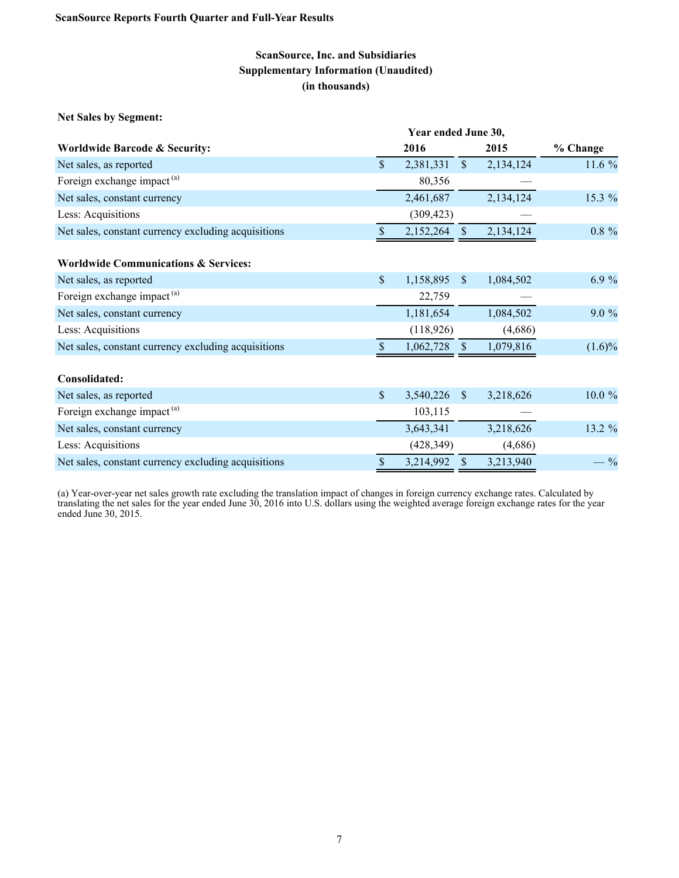ScanSource Reports Fourth Quarter and Full-Year Results

## ScanSource, Inc. and Subsidiaries
## Supplementary Information (Unaudited)
## (in thousands)

**Net Sales by Segment:**

| | Year ended June 30, | | |
|---|---|---|---|
| **Worldwide Barcode & Security:** | **2016** | **2015** | **% Change** |
| Net sales, as reported | $ 2,381,331 | $ 2,134,124 | 11.6 % |
| Foreign exchange impact [(a)] | 80,356 | — | |
| Net sales, constant currency | 2,461,687 | 2,134,124 | 15.3 % |
| Less: Acquisitions | (309,423) | — | |
| Net sales, constant currency excluding acquisitions | $ 2,152,264 | $ 2,134,124 | 0.8 % |
| | | | |
| **Worldwide Communications & Services:** | | | |
| Net sales, as reported | $ 1,158,895 | $ 1,084,502 | 6.9 % |
| Foreign exchange impact [(a)] | 22,759 | — | |
| Net sales, constant currency | 1,181,654 | 1,084,502 | 9.0 % |
| Less: Acquisitions | (118,926) | (4,686) | |
| Net sales, constant currency excluding acquisitions | $ 1,062,728 | $ 1,079,816 | (1.6)% |
| | | | |
| **Consolidated:** | | | |
| Net sales, as reported | $ 3,540,226 | $ 3,218,626 | 10.0 % |
| Foreign exchange impact [(a)] | 103,115 | — | |
| Net sales, constant currency | 3,643,341 | 3,218,626 | 13.2 % |
| Less: Acquisitions | (428,349) | (4,686) | |
| Net sales, constant currency excluding acquisitions | $ 3,214,992 | $ 3,213,940 | — % |

(a) Year-over-year net sales growth rate excluding the translation impact of changes in foreign currency exchange rates. Calculated by translating the net sales for the year ended June 30, 2016 into U.S. dollars using the weighted average foreign exchange rates for the year ended June 30, 2015.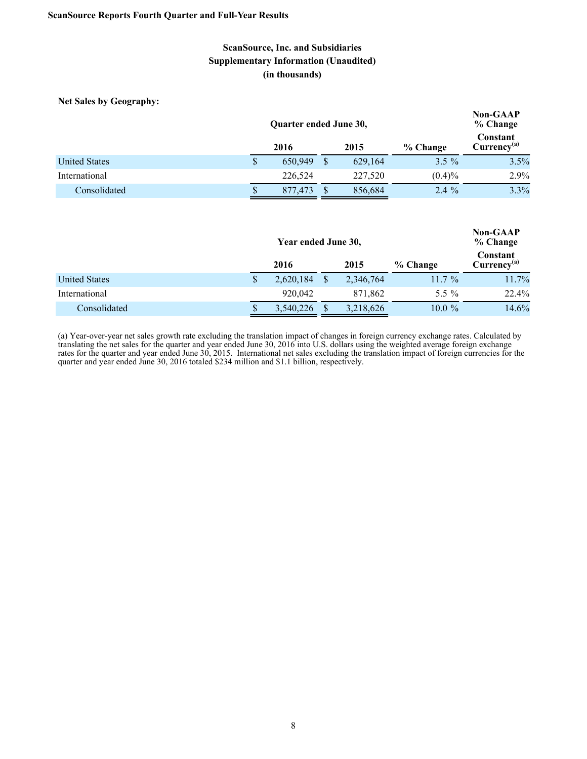**ScanSource, Inc. and Subsidiaries**
**Supplementary Information (Unaudited)**
**(in thousands)**

**Net Sales by Geography:**

| | Quarter ended June 30, | | | Non-GAAP % Change |
|---|---|---|---|---|
| | 2016 | 2015 | % Change | Constant Currency[(a)] |
| United States | $ 650,949 | $ 629,164 | 3.5 % | 3.5% |
| International | 226,524 | 227,520 | (0.4)% | 2.9% |
| Consolidated | $ 877,473 | $ 856,684 | 2.4 % | 3.3% |

| | Year ended June 30, | | | Non-GAAP % Change |
|---|---|---|---|---|
| | 2016 | 2015 | % Change | Constant Currency[(a)] |
| United States | $ 2,620,184 | $ 2,346,764 | 11.7 % | 11.7% |
| International | 920,042 | 871,862 | 5.5 % | 22.4% |
| Consolidated | $ 3,540,226 | $ 3,218,626 | 10.0 % | 14.6% |

(a) Year-over-year net sales growth rate excluding the translation impact of changes in foreign currency exchange rates. Calculated by translating the net sales for the quarter and year ended June 30, 2016 into U.S. dollars using the weighted average foreign exchange rates for the quarter and year ended June 30, 2015. International net sales excluding the translation impact of foreign currencies for the quarter and year ended June 30, 2016 totaled $234 million and $1.1 billion, respectively.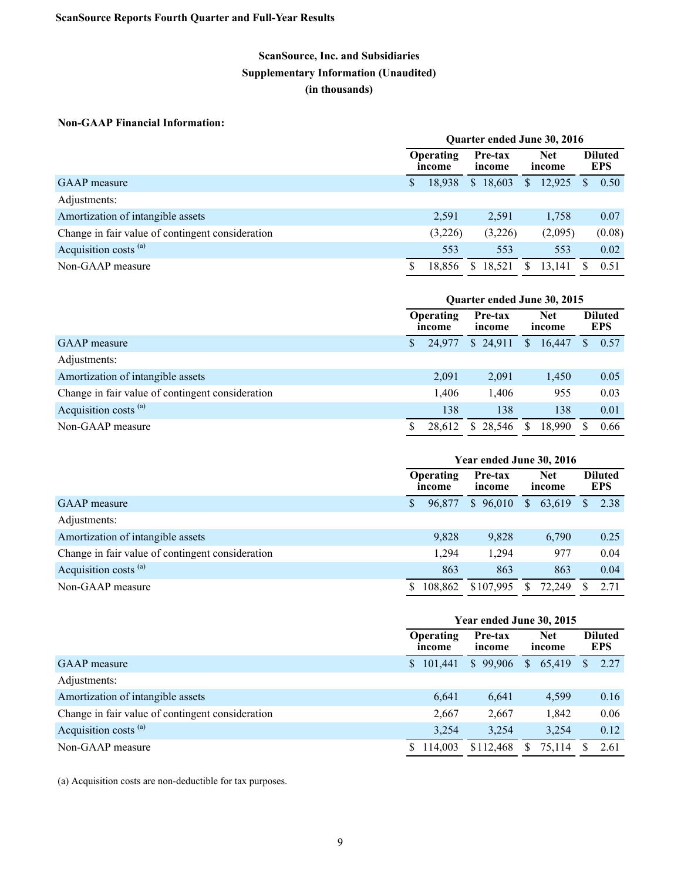ScanSource Reports Fourth Quarter and Full-Year Results

## ScanSource, Inc. and Subsidiaries
### Supplementary Information (Unaudited)
### (in thousands)

**Non-GAAP Financial Information:**

| | Quarter ended June 30, 2016 | | | |
|---|---|---|---|---|
| | Operating income | Pre-tax income | Net income | Diluted EPS |
| GAAP measure | $ 18,938 | $ 18,603 | $ 12,925 | $ 0.50 |
| Adjustments: | | | | |
| Amortization of intangible assets | 2,591 | 2,591 | 1,758 | 0.07 |
| Change in fair value of contingent consideration | (3,226) | (3,226) | (2,095) | (0.08) |
| Acquisition costs [(a)] | 553 | 553 | 553 | 0.02 |
| Non-GAAP measure | $ 18,856 | $ 18,521 | $ 13,141 | $ 0.51 |

| | Quarter ended June 30, 2015 | | | |
|---|---|---|---|---|
| | Operating income | Pre-tax income | Net income | Diluted EPS |
| GAAP measure | $ 24,977 | $ 24,911 | $ 16,447 | $ 0.57 |
| Adjustments: | | | | |
| Amortization of intangible assets | 2,091 | 2,091 | 1,450 | 0.05 |
| Change in fair value of contingent consideration | 1,406 | 1,406 | 955 | 0.03 |
| Acquisition costs [(a)] | 138 | 138 | 138 | 0.01 |
| Non-GAAP measure | $ 28,612 | $ 28,546 | $ 18,990 | $ 0.66 |

| | Year ended June 30, 2016 | | | |
|---|---|---|---|---|
| | Operating income | Pre-tax income | Net income | Diluted EPS |
| GAAP measure | $ 96,877 | $ 96,010 | $ 63,619 | $ 2.38 |
| Adjustments: | | | | |
| Amortization of intangible assets | 9,828 | 9,828 | 6,790 | 0.25 |
| Change in fair value of contingent consideration | 1,294 | 1,294 | 977 | 0.04 |
| Acquisition costs [(a)] | 863 | 863 | 863 | 0.04 |
| Non-GAAP measure | $ 108,862 | $107,995 | $ 72,249 | $ 2.71 |

| | Year ended June 30, 2015 | | | |
|---|---|---|---|---|
| | Operating income | Pre-tax income | Net income | Diluted EPS |
| GAAP measure | $ 101,441 | $ 99,906 | $ 65,419 | $ 2.27 |
| Adjustments: | | | | |
| Amortization of intangible assets | 6,641 | 6,641 | 4,599 | 0.16 |
| Change in fair value of contingent consideration | 2,667 | 2,667 | 1,842 | 0.06 |
| Acquisition costs [(a)] | 3,254 | 3,254 | 3,254 | 0.12 |
| Non-GAAP measure | $ 114,003 | $112,468 | $ 75,114 | $ 2.61 |

(a) Acquisition costs are non-deductible for tax purposes.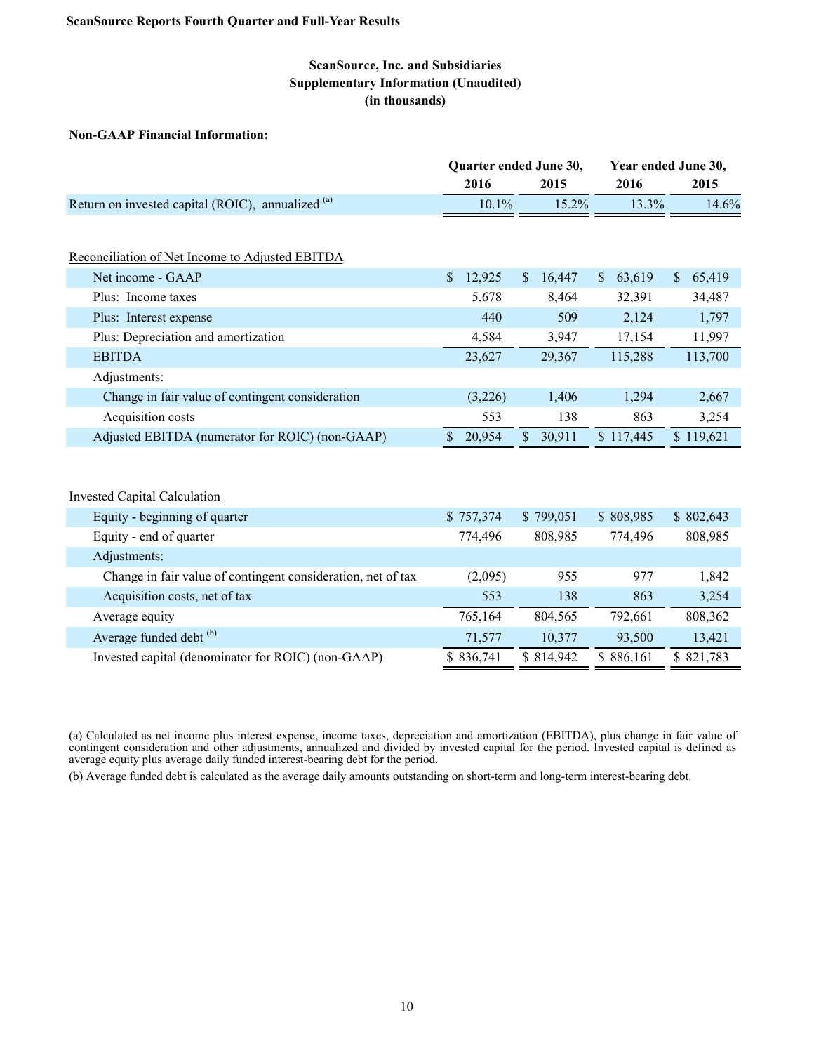**ScanSource Reports Fourth Quarter and Full-Year Results**

## ScanSource, Inc. and Subsidiaries
## Supplementary Information (Unaudited)
## (in thousands)

**Non-GAAP Financial Information:**

| | Quarter ended June 30, | | Year ended June 30, | |
|---|---|---|---|---|
| | 2016 | 2015 | 2016 | 2015 |
| Return on invested capital (ROIC), annualized [(a)] | 10.1% | 15.2% | 13.3% | 14.6% |

| | Quarter ended June 30, | | Year ended June 30, | |
|---|---|---|---|---|
| | 2016 | 2015 | 2016 | 2015 |
| Reconciliation of Net Income to Adjusted EBITDA | | | | |
| Net income - GAAP | $ 12,925 | $ 16,447 | $ 63,619 | $ 65,419 |
| Plus: Income taxes | 5,678 | 8,464 | 32,391 | 34,487 |
| Plus: Interest expense | 440 | 509 | 2,124 | 1,797 |
| Plus: Depreciation and amortization | 4,584 | 3,947 | 17,154 | 11,997 |
| EBITDA | 23,627 | 29,367 | 115,288 | 113,700 |
| Adjustments: | | | | |
| Change in fair value of contingent consideration | (3,226) | 1,406 | 1,294 | 2,667 |
| Acquisition costs | 553 | 138 | 863 | 3,254 |
| Adjusted EBITDA (numerator for ROIC) (non-GAAP) | $ 20,954 | $ 30,911 | $ 117,445 | $ 119,621 |

| | Quarter ended June 30, | | Year ended June 30, | |
|---|---|---|---|---|
| | 2016 | 2015 | 2016 | 2015 |
| Invested Capital Calculation | | | | |
| Equity - beginning of quarter | $ 757,374 | $ 799,051 | $ 808,985 | $ 802,643 |
| Equity - end of quarter | 774,496 | 808,985 | 774,496 | 808,985 |
| Adjustments: | | | | |
| Change in fair value of contingent consideration, net of tax | (2,095) | 955 | 977 | 1,842 |
| Acquisition costs, net of tax | 553 | 138 | 863 | 3,254 |
| Average equity | 765,164 | 804,565 | 792,661 | 808,362 |
| Average funded debt [(b)] | 71,577 | 10,377 | 93,500 | 13,421 |
| Invested capital (denominator for ROIC) (non-GAAP) | $ 836,741 | $ 814,942 | $ 886,161 | $ 821,783 |

(a) Calculated as net income plus interest expense, income taxes, depreciation and amortization (EBITDA), plus change in fair value of contingent consideration and other adjustments, annualized and divided by invested capital for the period. Invested capital is defined as average equity plus average daily funded interest-bearing debt for the period.

(b) Average funded debt is calculated as the average daily amounts outstanding on short-term and long-term interest-bearing debt.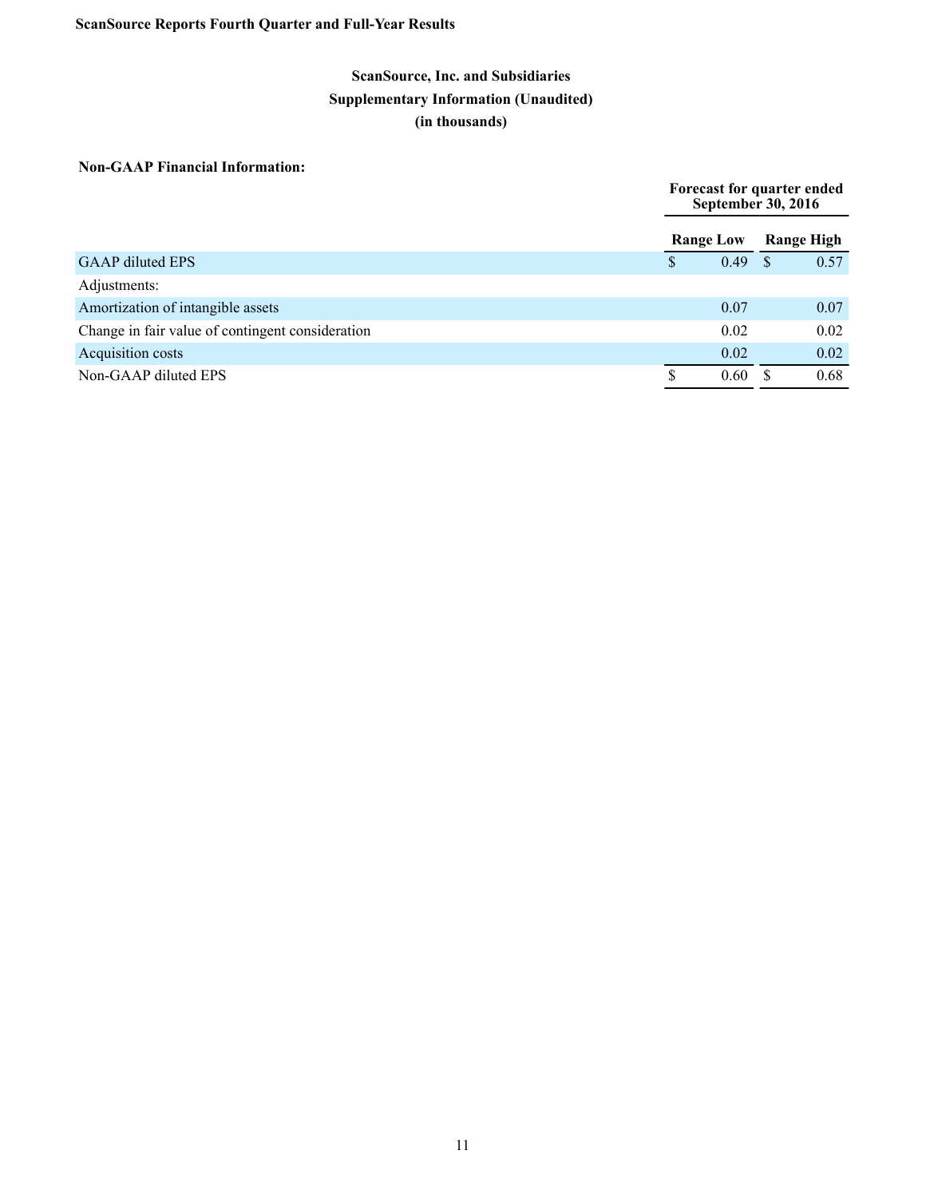ScanSource, Inc. and Subsidiaries
Supplementary Information (Unaudited)
(in thousands)

**Non-GAAP Financial Information:**

| | Forecast for quarter ended September 30, 2016 | |
|---|---|---|
| | Range Low | Range High |
| GAAP diluted EPS | $ 0.49 | $ 0.57 |
| Adjustments: | | |
| Amortization of intangible assets | 0.07 | 0.07 |
| Change in fair value of contingent consideration | 0.02 | 0.02 |
| Acquisition costs | 0.02 | 0.02 |
| Non-GAAP diluted EPS | $ 0.60 | $ 0.68 |